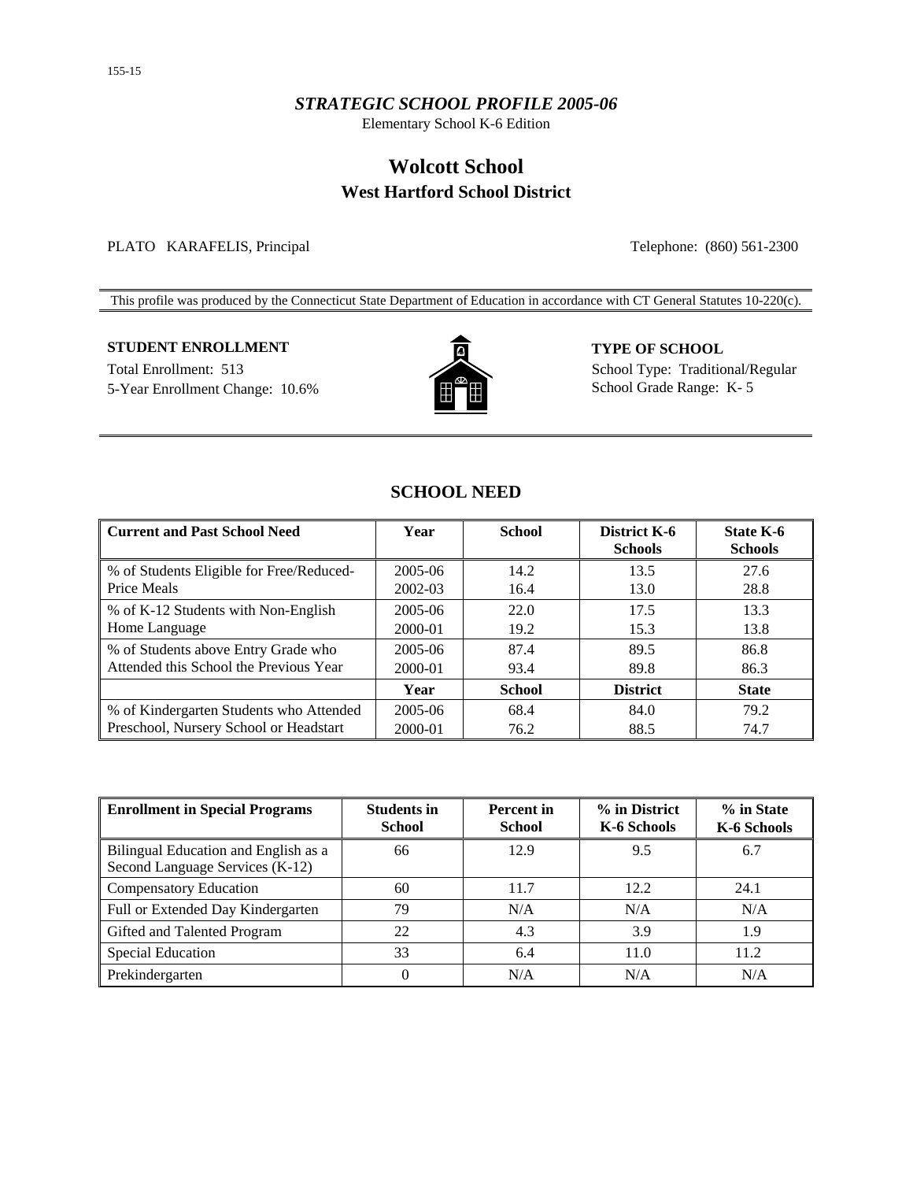155-15

*STRATEGIC SCHOOL PROFILE 2005-06*

Elementary School K-6 Edition

# Wolcott School

## West Hartford School District

PLATO KARAFELIS, Principal

Telephone: (860) 561-2300

This profile was produced by the Connecticut State Department of Education in accordance with CT General Statutes 10-220(c).

**STUDENT ENROLLMENT**

Total Enrollment: 513

5-Year Enrollment Change: 10.6%

**TYPE OF SCHOOL**

School Type: Traditional/Regular

School Grade Range: K- 5

## SCHOOL NEED

| Current and Past School Need | Year | School | District K-6 Schools | State K-6 Schools |
|---|---|---|---|---|
| % of Students Eligible for Free/Reduced-Price Meals | 2005-06 | 14.2 | 13.5 | 27.6 |
| | 2002-03 | 16.4 | 13.0 | 28.8 |
| % of K-12 Students with Non-English Home Language | 2005-06 | 22.0 | 17.5 | 13.3 |
| | 2000-01 | 19.2 | 15.3 | 13.8 |
| % of Students above Entry Grade who Attended this School the Previous Year | 2005-06 | 87.4 | 89.5 | 86.8 |
| | 2000-01 | 93.4 | 89.8 | 86.3 |
| | **Year** | **School** | **District** | **State** |
| % of Kindergarten Students who Attended Preschool, Nursery School or Headstart | 2005-06 | 68.4 | 84.0 | 79.2 |
| | 2000-01 | 76.2 | 88.5 | 74.7 |

| Enrollment in Special Programs | Students in School | Percent in School | % in District K-6 Schools | % in State K-6 Schools |
|---|---|---|---|---|
| Bilingual Education and English as a Second Language Services (K-12) | 66 | 12.9 | 9.5 | 6.7 |
| Compensatory Education | 60 | 11.7 | 12.2 | 24.1 |
| Full or Extended Day Kindergarten | 79 | N/A | N/A | N/A |
| Gifted and Talented Program | 22 | 4.3 | 3.9 | 1.9 |
| Special Education | 33 | 6.4 | 11.0 | 11.2 |
| Prekindergarten | 0 | N/A | N/A | N/A |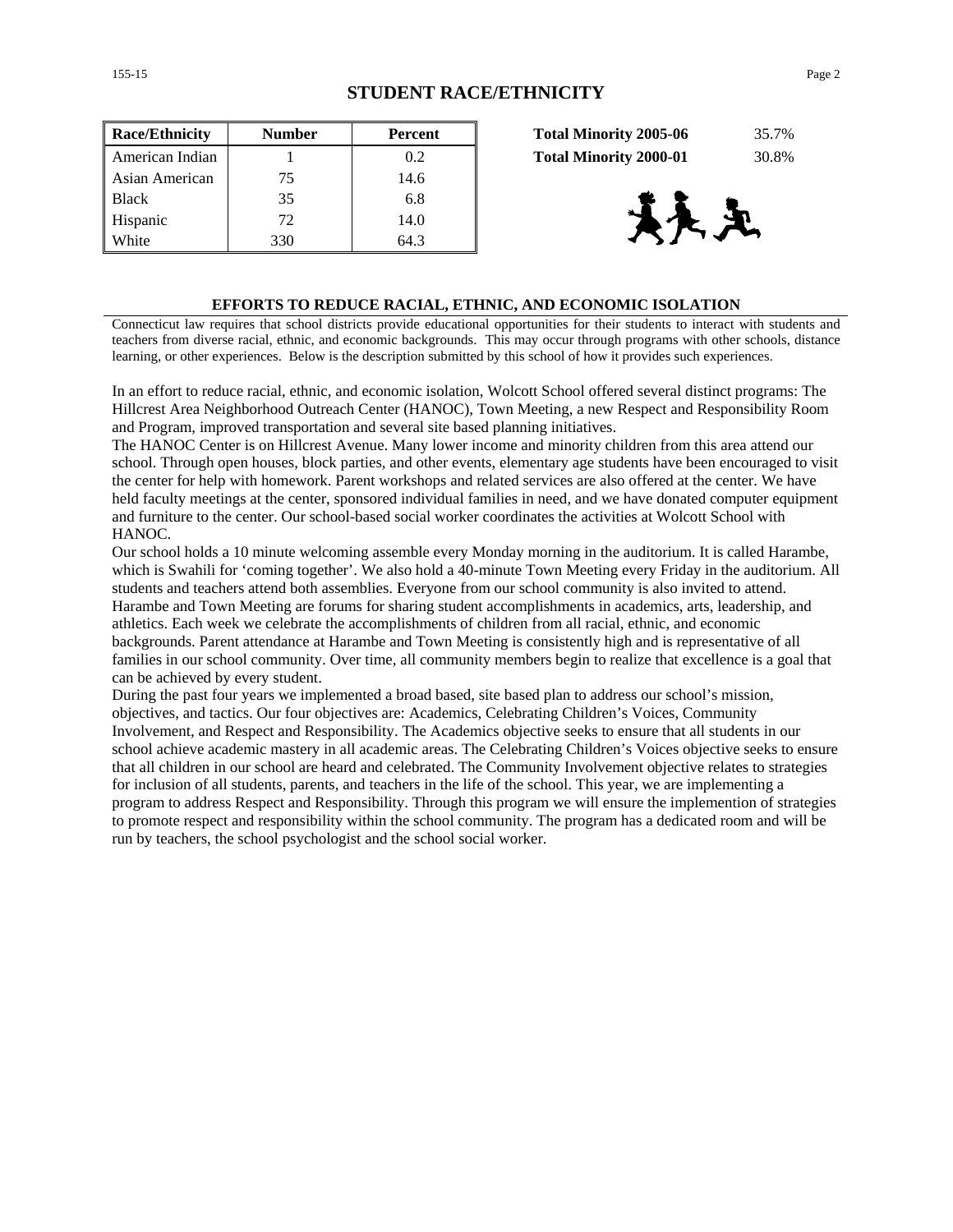## STUDENT RACE/ETHNICITY

| Race/Ethnicity | Number | Percent |
|---|---|---|
| American Indian | 1 | 0.2 |
| Asian American | 75 | 14.6 |
| Black | 35 | 6.8 |
| Hispanic | 72 | 14.0 |
| White | 330 | 64.3 |

| | |
|---|---|
| **Total Minority 2005-06** | 35.7% |
| **Total Minority 2000-01** | 30.8% |

### EFFORTS TO REDUCE RACIAL, ETHNIC, AND ECONOMIC ISOLATION

Connecticut law requires that school districts provide educational opportunities for their students to interact with students and teachers from diverse racial, ethnic, and economic backgrounds. This may occur through programs with other schools, distance learning, or other experiences. Below is the description submitted by this school of how it provides such experiences.

In an effort to reduce racial, ethnic, and economic isolation, Wolcott School offered several distinct programs: The Hillcrest Area Neighborhood Outreach Center (HANOC), Town Meeting, a new Respect and Responsibility Room and Program, improved transportation and several site based planning initiatives.

The HANOC Center is on Hillcrest Avenue. Many lower income and minority children from this area attend our school. Through open houses, block parties, and other events, elementary age students have been encouraged to visit the center for help with homework. Parent workshops and related services are also offered at the center. We have held faculty meetings at the center, sponsored individual families in need, and we have donated computer equipment and furniture to the center. Our school-based social worker coordinates the activities at Wolcott School with HANOC.

Our school holds a 10 minute welcoming assemble every Monday morning in the auditorium. It is called Harambe, which is Swahili for 'coming together'. We also hold a 40-minute Town Meeting every Friday in the auditorium. All students and teachers attend both assemblies. Everyone from our school community is also invited to attend. Harambe and Town Meeting are forums for sharing student accomplishments in academics, arts, leadership, and athletics. Each week we celebrate the accomplishments of children from all racial, ethnic, and economic backgrounds. Parent attendance at Harambe and Town Meeting is consistently high and is representative of all families in our school community. Over time, all community members begin to realize that excellence is a goal that can be achieved by every student.

During the past four years we implemented a broad based, site based plan to address our school's mission, objectives, and tactics. Our four objectives are: Academics, Celebrating Children's Voices, Community Involvement, and Respect and Responsibility. The Academics objective seeks to ensure that all students in our school achieve academic mastery in all academic areas. The Celebrating Children's Voices objective seeks to ensure that all children in our school are heard and celebrated. The Community Involvement objective relates to strategies for inclusion of all students, parents, and teachers in the life of the school. This year, we are implementing a program to address Respect and Responsibility. Through this program we will ensure the implemention of strategies to promote respect and responsibility within the school community. The program has a dedicated room and will be run by teachers, the school psychologist and the school social worker.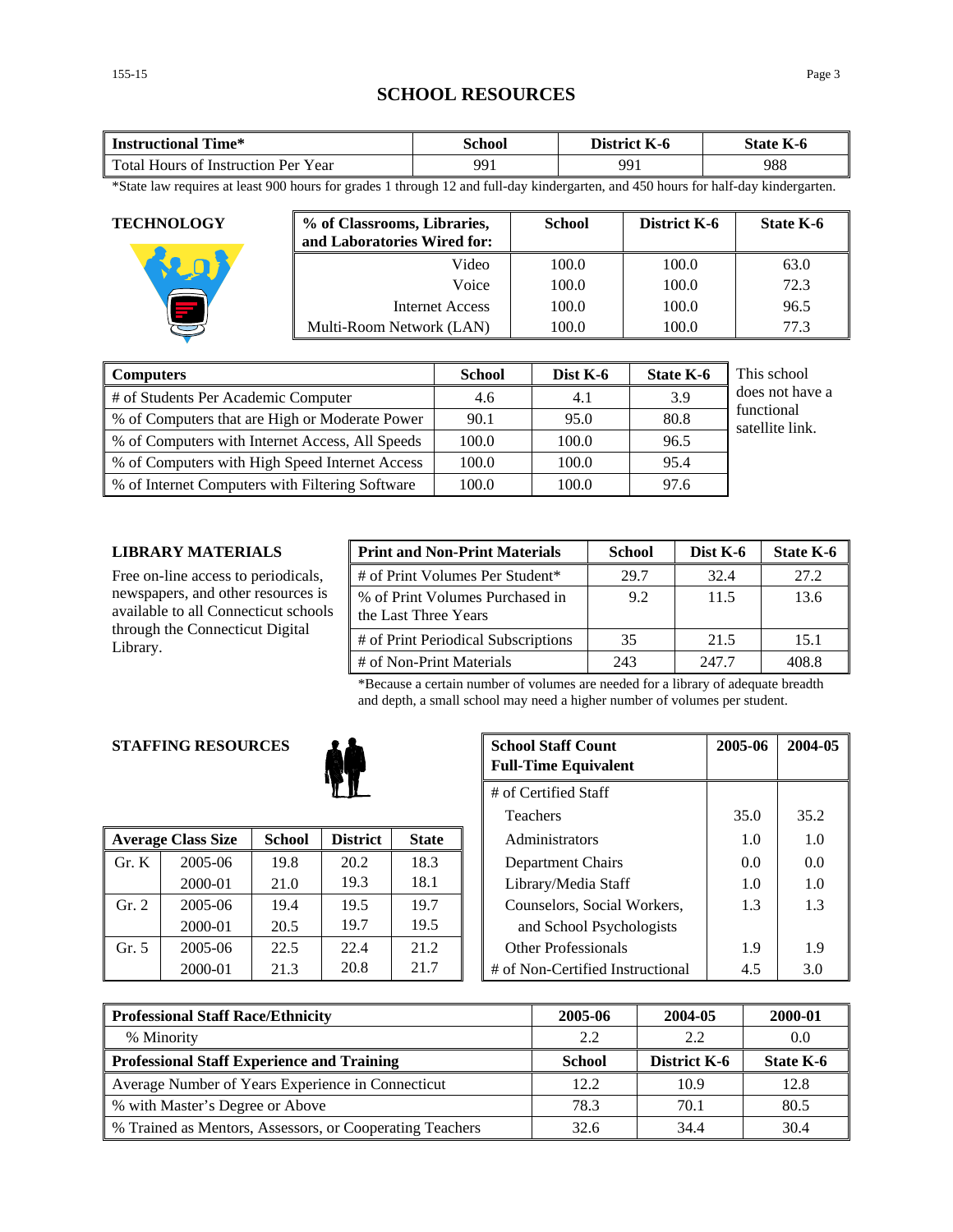# SCHOOL RESOURCES

| Instructional Time* | School | District K-6 | State K-6 |
|---|---|---|---|
| Total Hours of Instruction Per Year | 991 | 991 | 988 |

*State law requires at least 900 hours for grades 1 through 12 and full-day kindergarten, and 450 hours for half-day kindergarten.

## TECHNOLOGY

| % of Classrooms, Libraries, and Laboratories Wired for: | School | District K-6 | State K-6 |
|---|---|---|---|
| Video | 100.0 | 100.0 | 63.0 |
| Voice | 100.0 | 100.0 | 72.3 |
| Internet Access | 100.0 | 100.0 | 96.5 |
| Multi-Room Network (LAN) | 100.0 | 100.0 | 77.3 |

| Computers | School | Dist K-6 | State K-6 |
|---|---|---|---|
| # of Students Per Academic Computer | 4.6 | 4.1 | 3.9 |
| % of Computers that are High or Moderate Power | 90.1 | 95.0 | 80.8 |
| % of Computers with Internet Access, All Speeds | 100.0 | 100.0 | 96.5 |
| % of Computers with High Speed Internet Access | 100.0 | 100.0 | 95.4 |
| % of Internet Computers with Filtering Software | 100.0 | 100.0 | 97.6 |

This school does not have a functional satellite link.

## LIBRARY MATERIALS

Free on-line access to periodicals, newspapers, and other resources is available to all Connecticut schools through the Connecticut Digital Library.

| Print and Non-Print Materials | School | Dist K-6 | State K-6 |
|---|---|---|---|
| # of Print Volumes Per Student* | 29.7 | 32.4 | 27.2 |
| % of Print Volumes Purchased in the Last Three Years | 9.2 | 11.5 | 13.6 |
| # of Print Periodical Subscriptions | 35 | 21.5 | 15.1 |
| # of Non-Print Materials | 243 | 247.7 | 408.8 |

*Because a certain number of volumes are needed for a library of adequate breadth and depth, a small school may need a higher number of volumes per student.

## STAFFING RESOURCES

| Average Class Size | | School | District | State |
|---|---|---|---|---|
| Gr. K | 2005-06 | 19.8 | 20.2 | 18.3 |
| | 2000-01 | 21.0 | 19.3 | 18.1 |
| Gr. 2 | 2005-06 | 19.4 | 19.5 | 19.7 |
| | 2000-01 | 20.5 | 19.7 | 19.5 |
| Gr. 5 | 2005-06 | 22.5 | 22.4 | 21.2 |
| | 2000-01 | 21.3 | 20.8 | 21.7 |

| School Staff Count Full-Time Equivalent | 2005-06 | 2004-05 |
|---|---|---|
| # of Certified Staff | | |
| Teachers | 35.0 | 35.2 |
| Administrators | 1.0 | 1.0 |
| Department Chairs | 0.0 | 0.0 |
| Library/Media Staff | 1.0 | 1.0 |
| Counselors, Social Workers, and School Psychologists | 1.3 | 1.3 |
| Other Professionals | 1.9 | 1.9 |
| # of Non-Certified Instructional | 4.5 | 3.0 |

| Professional Staff Race/Ethnicity | 2005-06 | 2004-05 | 2000-01 |
|---|---|---|---|
| % Minority | 2.2 | 2.2 | 0.0 |
| **Professional Staff Experience and Training** | **School** | **District K-6** | **State K-6** |
| Average Number of Years Experience in Connecticut | 12.2 | 10.9 | 12.8 |
| % with Master's Degree or Above | 78.3 | 70.1 | 80.5 |
| % Trained as Mentors, Assessors, or Cooperating Teachers | 32.6 | 34.4 | 30.4 |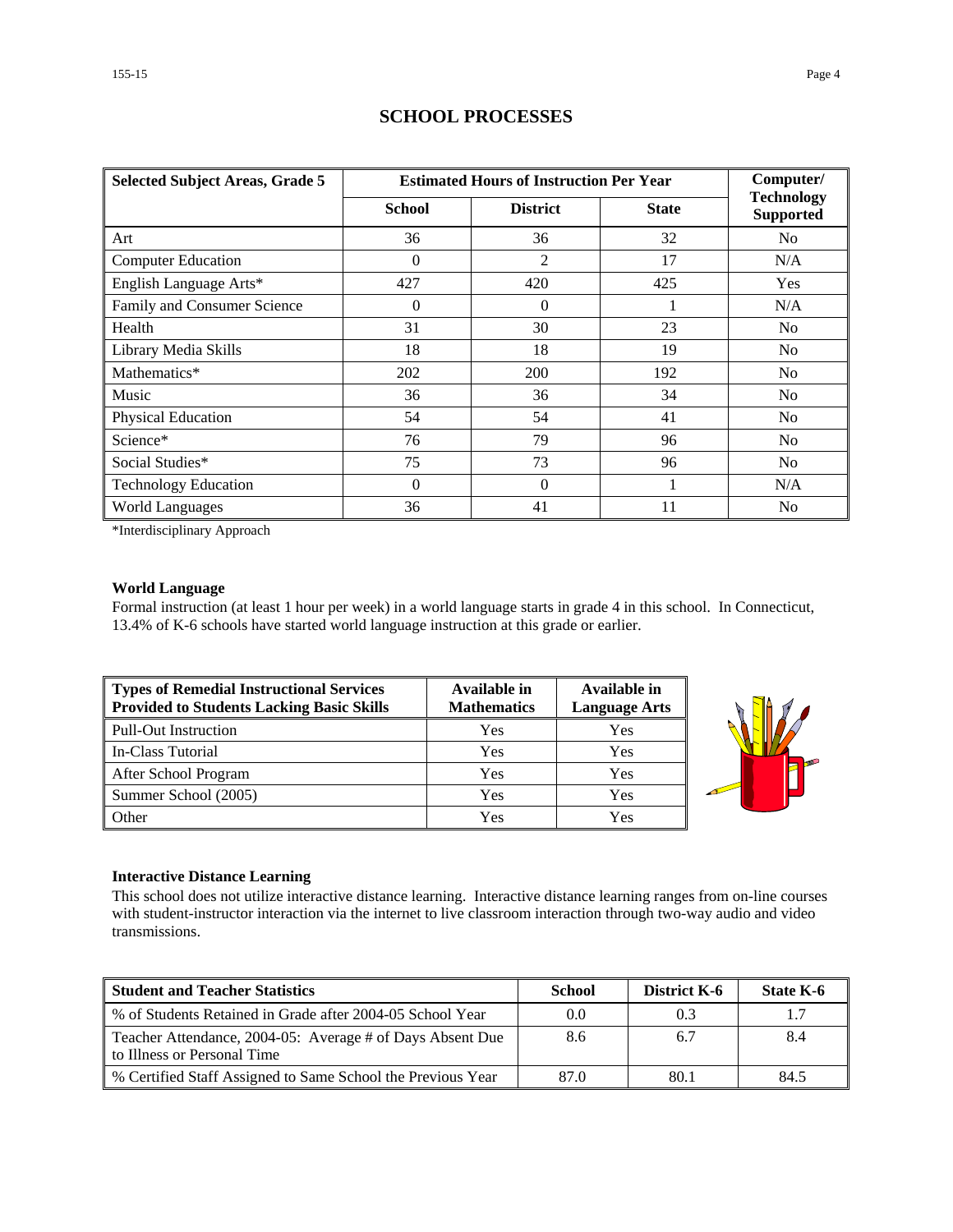# SCHOOL PROCESSES

| Selected Subject Areas, Grade 5 | Estimated Hours of Instruction Per Year | | | Computer/ Technology Supported |
|---|---|---|---|---|
| | School | District | State | |
| Art | 36 | 36 | 32 | No |
| Computer Education | 0 | 2 | 17 | N/A |
| English Language Arts* | 427 | 420 | 425 | Yes |
| Family and Consumer Science | 0 | 0 | 1 | N/A |
| Health | 31 | 30 | 23 | No |
| Library Media Skills | 18 | 18 | 19 | No |
| Mathematics* | 202 | 200 | 192 | No |
| Music | 36 | 36 | 34 | No |
| Physical Education | 54 | 54 | 41 | No |
| Science* | 76 | 79 | 96 | No |
| Social Studies* | 75 | 73 | 96 | No |
| Technology Education | 0 | 0 | 1 | N/A |
| World Languages | 36 | 41 | 11 | No |

*Interdisciplinary Approach

**World Language**

Formal instruction (at least 1 hour per week) in a world language starts in grade 4 in this school. In Connecticut, 13.4% of K-6 schools have started world language instruction at this grade or earlier.

| Types of Remedial Instructional Services Provided to Students Lacking Basic Skills | Available in Mathematics | Available in Language Arts |
|---|---|---|
| Pull-Out Instruction | Yes | Yes |
| In-Class Tutorial | Yes | Yes |
| After School Program | Yes | Yes |
| Summer School (2005) | Yes | Yes |
| Other | Yes | Yes |

**Interactive Distance Learning**

This school does not utilize interactive distance learning. Interactive distance learning ranges from on-line courses with student-instructor interaction via the internet to live classroom interaction through two-way audio and video transmissions.

| Student and Teacher Statistics | School | District K-6 | State K-6 |
|---|---|---|---|
| % of Students Retained in Grade after 2004-05 School Year | 0.0 | 0.3 | 1.7 |
| Teacher Attendance, 2004-05: Average # of Days Absent Due to Illness or Personal Time | 8.6 | 6.7 | 8.4 |
| % Certified Staff Assigned to Same School the Previous Year | 87.0 | 80.1 | 84.5 |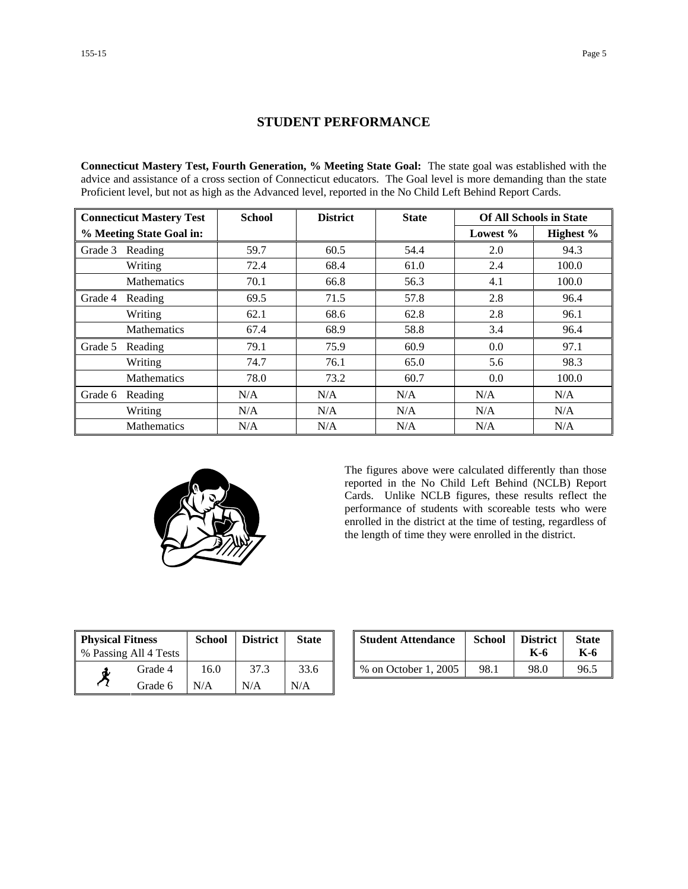# STUDENT PERFORMANCE

**Connecticut Mastery Test, Fourth Generation, % Meeting State Goal:** The state goal was established with the advice and assistance of a cross section of Connecticut educators. The Goal level is more demanding than the state Proficient level, but not as high as the Advanced level, reported in the No Child Left Behind Report Cards.

| Connecticut Mastery Test | School | District | State | Of All Schools in State | |
|---|---|---|---|---|---|
| % Meeting State Goal in: | | | | Lowest % | Highest % |
| Grade 3 Reading | 59.7 | 60.5 | 54.4 | 2.0 | 94.3 |
| Writing | 72.4 | 68.4 | 61.0 | 2.4 | 100.0 |
| Mathematics | 70.1 | 66.8 | 56.3 | 4.1 | 100.0 |
| Grade 4 Reading | 69.5 | 71.5 | 57.8 | 2.8 | 96.4 |
| Writing | 62.1 | 68.6 | 62.8 | 2.8 | 96.1 |
| Mathematics | 67.4 | 68.9 | 58.8 | 3.4 | 96.4 |
| Grade 5 Reading | 79.1 | 75.9 | 60.9 | 0.0 | 97.1 |
| Writing | 74.7 | 76.1 | 65.0 | 5.6 | 98.3 |
| Mathematics | 78.0 | 73.2 | 60.7 | 0.0 | 100.0 |
| Grade 6 Reading | N/A | N/A | N/A | N/A | N/A |
| Writing | N/A | N/A | N/A | N/A | N/A |
| Mathematics | N/A | N/A | N/A | N/A | N/A |

The figures above were calculated differently than those reported in the No Child Left Behind (NCLB) Report Cards. Unlike NCLB figures, these results reflect the performance of students with scoreable tests who were enrolled in the district at the time of testing, regardless of the length of time they were enrolled in the district.

| Physical Fitness<br>% Passing All 4 Tests | School | District | State |
|---|---|---|---|
| Grade 4 | 16.0 | 37.3 | 33.6 |
| Grade 6 | N/A | N/A | N/A |

| Student Attendance | School | District K-6 | State K-6 |
|---|---|---|---|
| % on October 1, 2005 | 98.1 | 98.0 | 96.5 |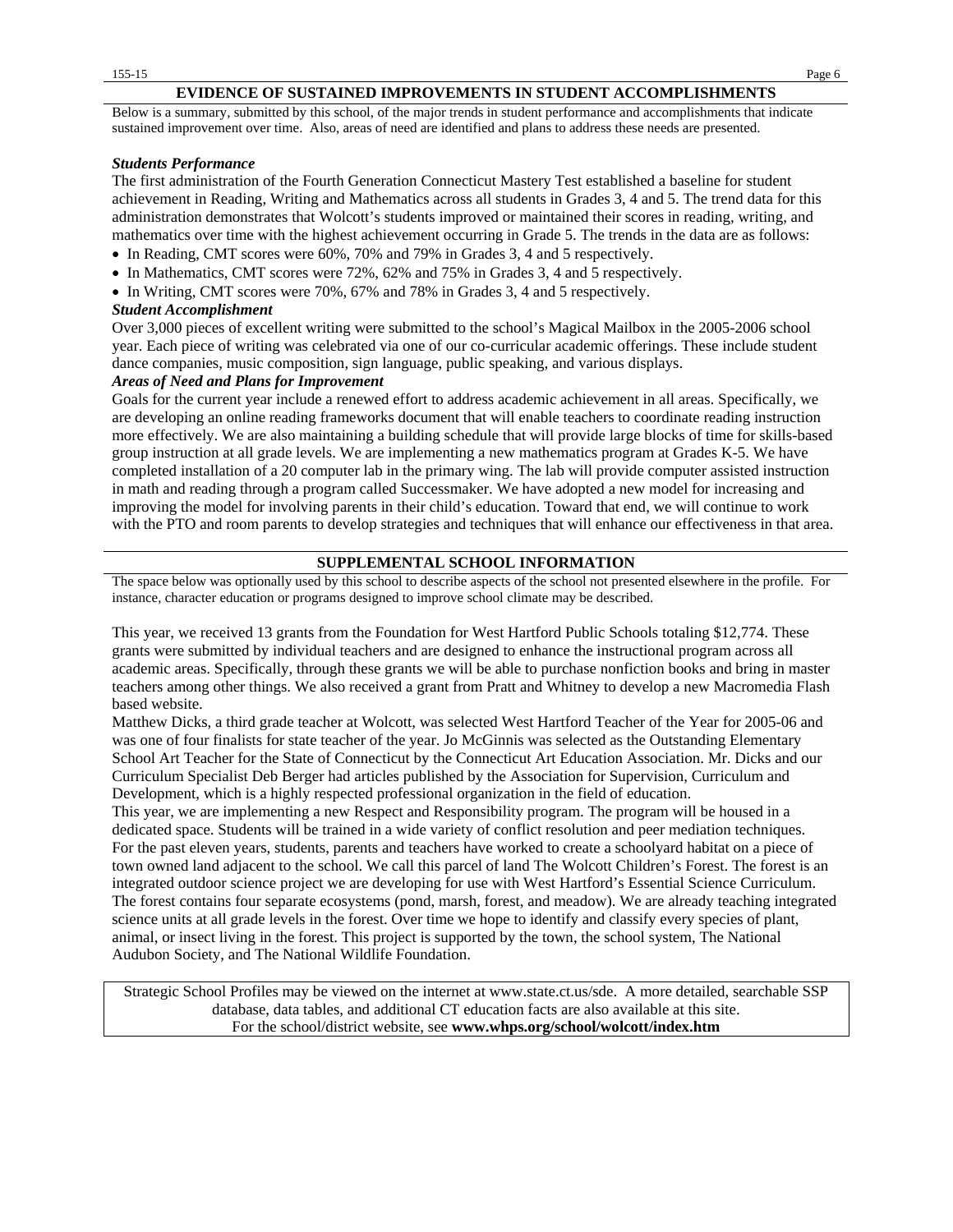## EVIDENCE OF SUSTAINED IMPROVEMENTS IN STUDENT ACCOMPLISHMENTS

Below is a summary, submitted by this school, of the major trends in student performance and accomplishments that indicate sustained improvement over time. Also, areas of need are identified and plans to address these needs are presented.

***Students Performance***

The first administration of the Fourth Generation Connecticut Mastery Test established a baseline for student achievement in Reading, Writing and Mathematics across all students in Grades 3, 4 and 5. The trend data for this administration demonstrates that Wolcott's students improved or maintained their scores in reading, writing, and mathematics over time with the highest achievement occurring in Grade 5. The trends in the data are as follows:

- In Reading, CMT scores were 60%, 70% and 79% in Grades 3, 4 and 5 respectively.
- In Mathematics, CMT scores were 72%, 62% and 75% in Grades 3, 4 and 5 respectively.
- In Writing, CMT scores were 70%, 67% and 78% in Grades 3, 4 and 5 respectively.

***Student Accomplishment***

Over 3,000 pieces of excellent writing were submitted to the school's Magical Mailbox in the 2005-2006 school year. Each piece of writing was celebrated via one of our co-curricular academic offerings. These include student dance companies, music composition, sign language, public speaking, and various displays.

***Areas of Need and Plans for Improvement***

Goals for the current year include a renewed effort to address academic achievement in all areas. Specifically, we are developing an online reading frameworks document that will enable teachers to coordinate reading instruction more effectively. We are also maintaining a building schedule that will provide large blocks of time for skills-based group instruction at all grade levels. We are implementing a new mathematics program at Grades K-5. We have completed installation of a 20 computer lab in the primary wing. The lab will provide computer assisted instruction in math and reading through a program called Successmaker. We have adopted a new model for increasing and improving the model for involving parents in their child's education. Toward that end, we will continue to work with the PTO and room parents to develop strategies and techniques that will enhance our effectiveness in that area.

## SUPPLEMENTAL SCHOOL INFORMATION

The space below was optionally used by this school to describe aspects of the school not presented elsewhere in the profile. For instance, character education or programs designed to improve school climate may be described.

This year, we received 13 grants from the Foundation for West Hartford Public Schools totaling $12,774. These grants were submitted by individual teachers and are designed to enhance the instructional program across all academic areas. Specifically, through these grants we will be able to purchase nonfiction books and bring in master teachers among other things. We also received a grant from Pratt and Whitney to develop a new Macromedia Flash based website.

Matthew Dicks, a third grade teacher at Wolcott, was selected West Hartford Teacher of the Year for 2005-06 and was one of four finalists for state teacher of the year. Jo McGinnis was selected as the Outstanding Elementary School Art Teacher for the State of Connecticut by the Connecticut Art Education Association. Mr. Dicks and our Curriculum Specialist Deb Berger had articles published by the Association for Supervision, Curriculum and Development, which is a highly respected professional organization in the field of education.

This year, we are implementing a new Respect and Responsibility program. The program will be housed in a dedicated space. Students will be trained in a wide variety of conflict resolution and peer mediation techniques.

For the past eleven years, students, parents and teachers have worked to create a schoolyard habitat on a piece of town owned land adjacent to the school. We call this parcel of land The Wolcott Children's Forest. The forest is an integrated outdoor science project we are developing for use with West Hartford's Essential Science Curriculum. The forest contains four separate ecosystems (pond, marsh, forest, and meadow). We are already teaching integrated science units at all grade levels in the forest. Over time we hope to identify and classify every species of plant, animal, or insect living in the forest. This project is supported by the town, the school system, The National Audubon Society, and The National Wildlife Foundation.

Strategic School Profiles may be viewed on the internet at www.state.ct.us/sde. A more detailed, searchable SSP database, data tables, and additional CT education facts are also available at this site.
For the school/district website, see **www.whps.org/school/wolcott/index.htm**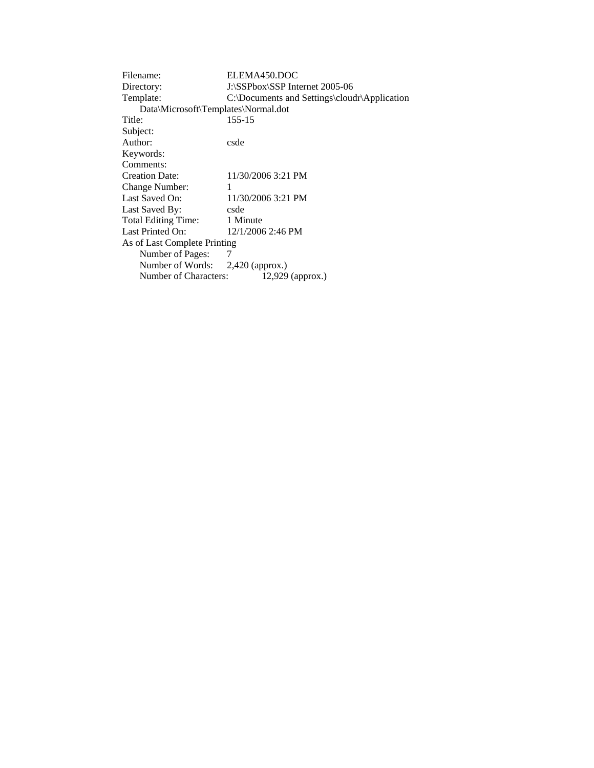Filename: ELEMA450.DOC
Directory: J:\SSPbox\SSP Internet 2005-06
Template: C:\Documents and Settings\cloudr\Application Data\Microsoft\Templates\Normal.dot
Title: 155-15
Subject:
Author: csde
Keywords:
Comments:
Creation Date: 11/30/2006 3:21 PM
Change Number: 1
Last Saved On: 11/30/2006 3:21 PM
Last Saved By: csde
Total Editing Time: 1 Minute
Last Printed On: 12/1/2006 2:46 PM
As of Last Complete Printing
Number of Pages: 7
Number of Words: 2,420 (approx.)
Number of Characters: 12,929 (approx.)